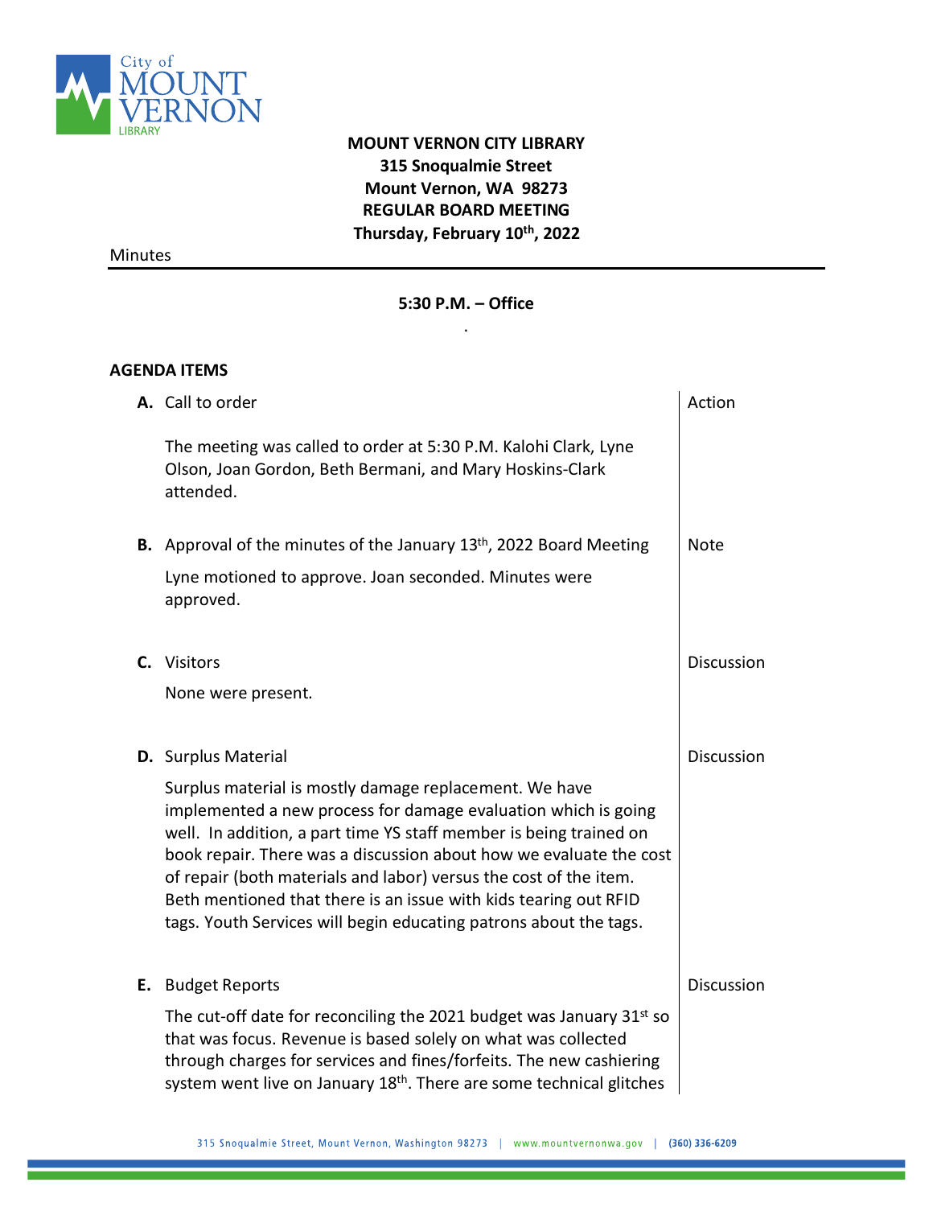**MOUNT VERNON CITY LIBRARY**
**315 Snoqualmie Street**
**Mount Vernon, WA 98273**
**REGULAR BOARD MEETING**
**Thursday, February 10th, 2022**

Minutes

**5:30 P.M. – Office**

**AGENDA ITEMS**

| Item | Action |
|---|---|
| **A.** Call to order<br><br>The meeting was called to order at 5:30 P.M. Kalohi Clark, Lyne Olson, Joan Gordon, Beth Bermani, and Mary Hoskins-Clark attended. | Action |
| **B.** Approval of the minutes of the January 13th, 2022 Board Meeting<br><br>Lyne motioned to approve. Joan seconded. Minutes were approved. | Note |
| **C.** Visitors<br><br>None were present. | Discussion |
| **D.** Surplus Material<br><br>Surplus material is mostly damage replacement. We have implemented a new process for damage evaluation which is going well. In addition, a part time YS staff member is being trained on book repair. There was a discussion about how we evaluate the cost of repair (both materials and labor) versus the cost of the item. Beth mentioned that there is an issue with kids tearing out RFID tags. Youth Services will begin educating patrons about the tags. | Discussion |
| **E.** Budget Reports<br><br>The cut-off date for reconciling the 2021 budget was January 31st so that was focus. Revenue is based solely on what was collected through charges for services and fines/forfeits. The new cashiering system went live on January 18th. There are some technical glitches | Discussion |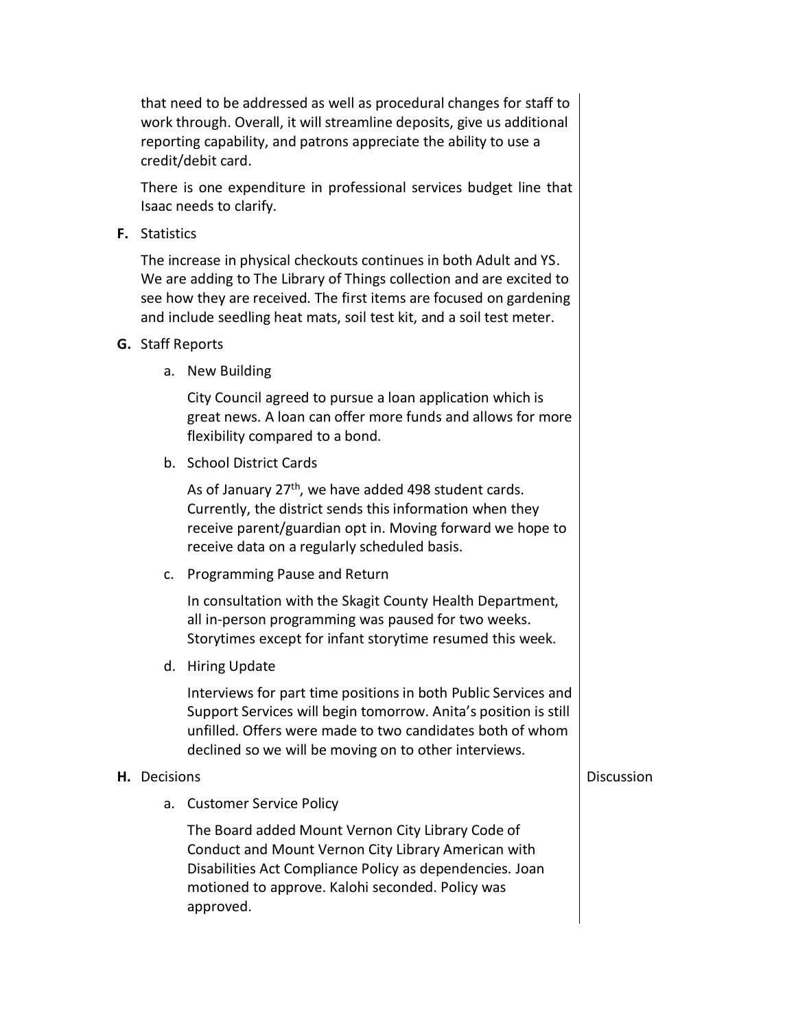that need to be addressed as well as procedural changes for staff to work through. Overall, it will streamline deposits, give us additional reporting capability, and patrons appreciate the ability to use a credit/debit card.

There is one expenditure in professional services budget line that Isaac needs to clarify.

**F.** Statistics

The increase in physical checkouts continues in both Adult and YS. We are adding to The Library of Things collection and are excited to see how they are received. The first items are focused on gardening and include seedling heat mats, soil test kit, and a soil test meter.

**G.** Staff Reports

a. New Building

City Council agreed to pursue a loan application which is great news. A loan can offer more funds and allows for more flexibility compared to a bond.

b. School District Cards

As of January 27th, we have added 498 student cards. Currently, the district sends this information when they receive parent/guardian opt in. Moving forward we hope to receive data on a regularly scheduled basis.

c. Programming Pause and Return

In consultation with the Skagit County Health Department, all in-person programming was paused for two weeks. Storytimes except for infant storytime resumed this week.

d. Hiring Update

Interviews for part time positions in both Public Services and Support Services will begin tomorrow. Anita's position is still unfilled. Offers were made to two candidates both of whom declined so we will be moving on to other interviews.

**H.** Decisions — Discussion

a. Customer Service Policy

The Board added Mount Vernon City Library Code of Conduct and Mount Vernon City Library American with Disabilities Act Compliance Policy as dependencies. Joan motioned to approve. Kalohi seconded. Policy was approved.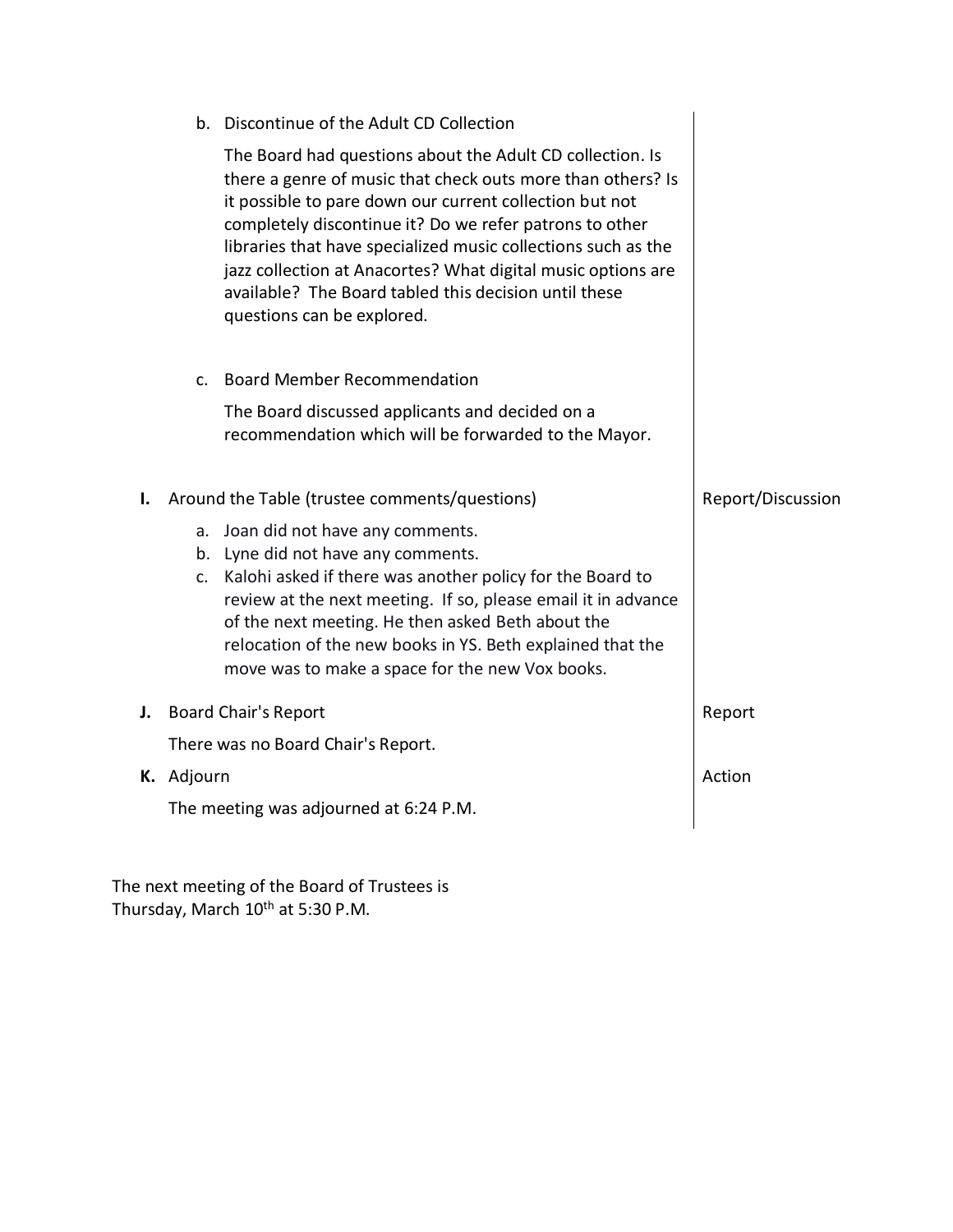b. Discontinue of the Adult CD Collection

The Board had questions about the Adult CD collection. Is there a genre of music that check outs more than others? Is it possible to pare down our current collection but not completely discontinue it? Do we refer patrons to other libraries that have specialized music collections such as the jazz collection at Anacortes? What digital music options are available? The Board tabled this decision until these questions can be explored.

c. Board Member Recommendation

The Board discussed applicants and decided on a recommendation which will be forwarded to the Mayor.

| | | |
|---|---|---|
| **I.** | Around the Table (trustee comments/questions) | Report/Discussion |
| | a. Joan did not have any comments.<br>b. Lyne did not have any comments.<br>c. Kalohi asked if there was another policy for the Board to review at the next meeting. If so, please email it in advance of the next meeting. He then asked Beth about the relocation of the new books in YS. Beth explained that the move was to make a space for the new Vox books. | |
| **J.** | Board Chair's Report | Report |
| | There was no Board Chair's Report. | |
| **K.** | Adjourn | Action |
| | The meeting was adjourned at 6:24 P.M. | |

The next meeting of the Board of Trustees is Thursday, March 10th at 5:30 P.M.